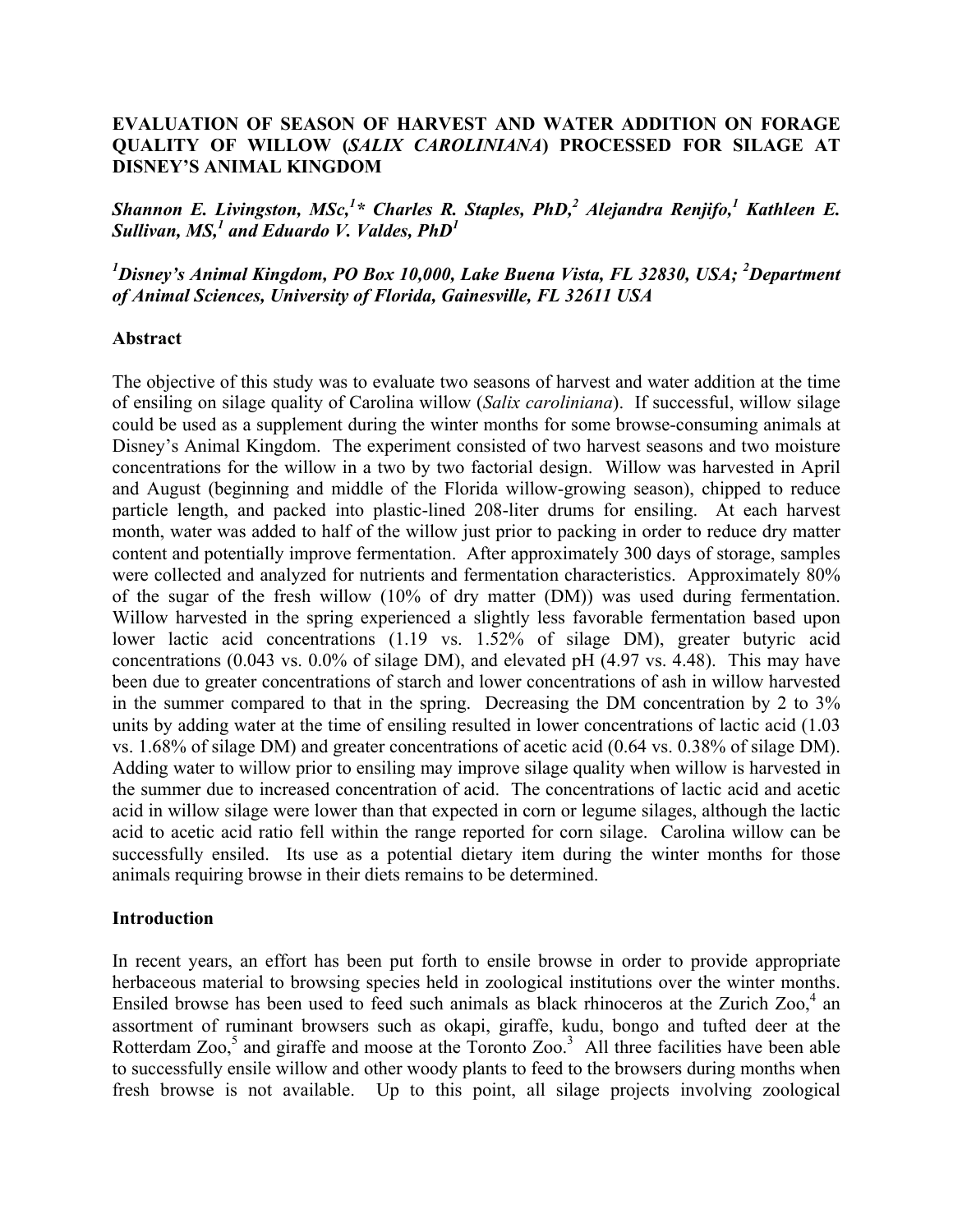# EVALUATION OF SEASON OF HARVEST AND WATER ADDITION ON FORAGE QUALITY OF WILLOW (*SALIX CAROLINIANA*) PROCESSED FOR SILAGE AT DISNEY'S ANIMAL KINGDOM

***Shannon E. Livingston, MSc,[1]\* Charles R. Staples, PhD,[2] Alejandra Renjifo,[1] Kathleen E. Sullivan, MS,[1] and Eduardo V. Valdes, PhD[1]***

***[1]Disney's Animal Kingdom, PO Box 10,000, Lake Buena Vista, FL 32830, USA; [2]Department of Animal Sciences, University of Florida, Gainesville, FL 32611 USA***

## Abstract

The objective of this study was to evaluate two seasons of harvest and water addition at the time of ensiling on silage quality of Carolina willow (*Salix caroliniana*). If successful, willow silage could be used as a supplement during the winter months for some browse-consuming animals at Disney's Animal Kingdom. The experiment consisted of two harvest seasons and two moisture concentrations for the willow in a two by two factorial design. Willow was harvested in April and August (beginning and middle of the Florida willow-growing season), chipped to reduce particle length, and packed into plastic-lined 208-liter drums for ensiling. At each harvest month, water was added to half of the willow just prior to packing in order to reduce dry matter content and potentially improve fermentation. After approximately 300 days of storage, samples were collected and analyzed for nutrients and fermentation characteristics. Approximately 80% of the sugar of the fresh willow (10% of dry matter (DM)) was used during fermentation. Willow harvested in the spring experienced a slightly less favorable fermentation based upon lower lactic acid concentrations (1.19 vs. 1.52% of silage DM), greater butyric acid concentrations (0.043 vs. 0.0% of silage DM), and elevated pH (4.97 vs. 4.48). This may have been due to greater concentrations of starch and lower concentrations of ash in willow harvested in the summer compared to that in the spring. Decreasing the DM concentration by 2 to 3% units by adding water at the time of ensiling resulted in lower concentrations of lactic acid (1.03 vs. 1.68% of silage DM) and greater concentrations of acetic acid (0.64 vs. 0.38% of silage DM). Adding water to willow prior to ensiling may improve silage quality when willow is harvested in the summer due to increased concentration of acid. The concentrations of lactic acid and acetic acid in willow silage were lower than that expected in corn or legume silages, although the lactic acid to acetic acid ratio fell within the range reported for corn silage. Carolina willow can be successfully ensiled. Its use as a potential dietary item during the winter months for those animals requiring browse in their diets remains to be determined.

## Introduction

In recent years, an effort has been put forth to ensile browse in order to provide appropriate herbaceous material to browsing species held in zoological institutions over the winter months. Ensiled browse has been used to feed such animals as black rhinoceros at the Zurich Zoo,[4] an assortment of ruminant browsers such as okapi, giraffe, kudu, bongo and tufted deer at the Rotterdam Zoo,[5] and giraffe and moose at the Toronto Zoo.[3] All three facilities have been able to successfully ensile willow and other woody plants to feed to the browsers during months when fresh browse is not available. Up to this point, all silage projects involving zoological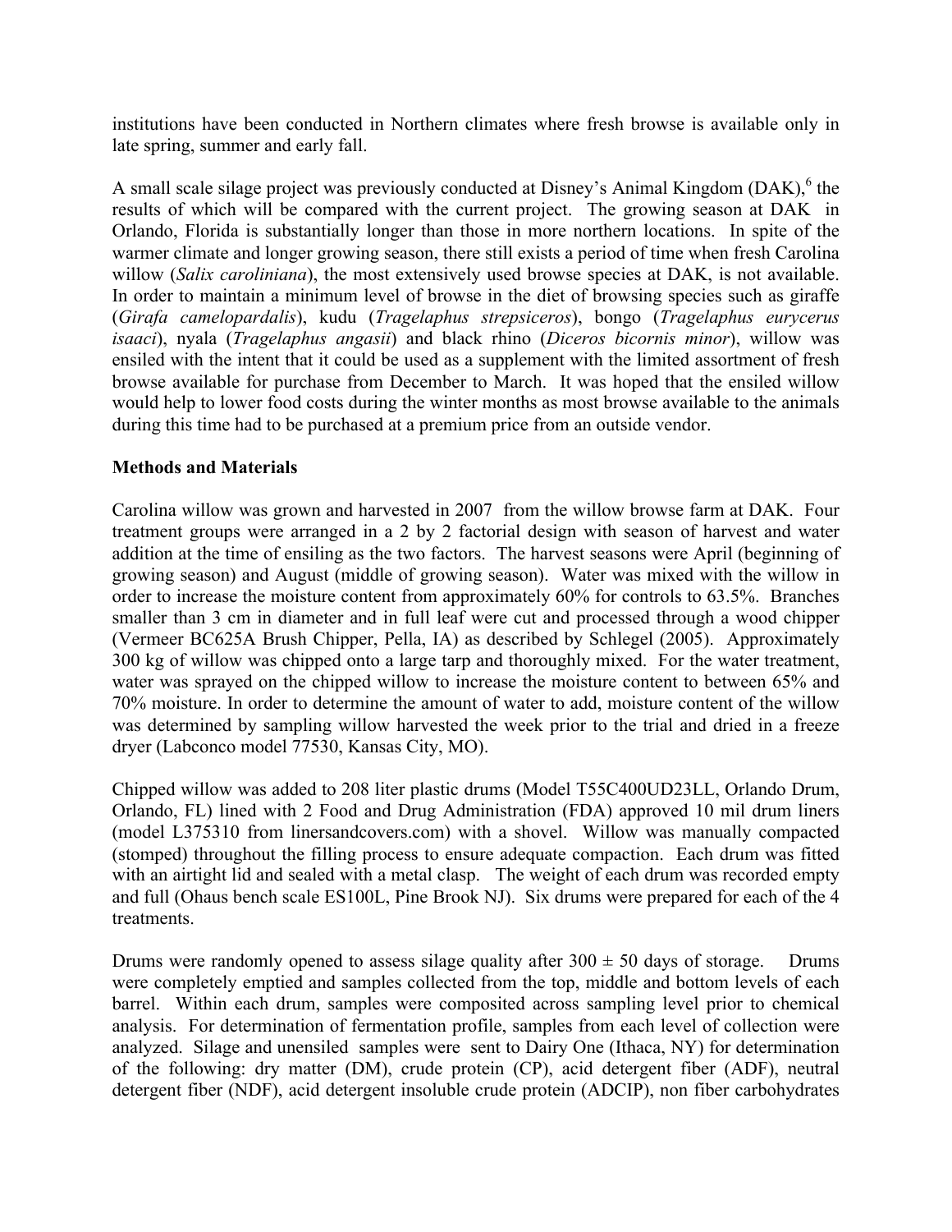institutions have been conducted in Northern climates where fresh browse is available only in late spring, summer and early fall.

A small scale silage project was previously conducted at Disney's Animal Kingdom (DAK),[6] the results of which will be compared with the current project. The growing season at DAK in Orlando, Florida is substantially longer than those in more northern locations. In spite of the warmer climate and longer growing season, there still exists a period of time when fresh Carolina willow (*Salix caroliniana*), the most extensively used browse species at DAK, is not available. In order to maintain a minimum level of browse in the diet of browsing species such as giraffe (*Girafa camelopardalis*), kudu (*Tragelaphus strepsiceros*), bongo (*Tragelaphus eurycerus isaaci*), nyala (*Tragelaphus angasii*) and black rhino (*Diceros bicornis minor*), willow was ensiled with the intent that it could be used as a supplement with the limited assortment of fresh browse available for purchase from December to March. It was hoped that the ensiled willow would help to lower food costs during the winter months as most browse available to the animals during this time had to be purchased at a premium price from an outside vendor.

## Methods and Materials

Carolina willow was grown and harvested in 2007 from the willow browse farm at DAK. Four treatment groups were arranged in a 2 by 2 factorial design with season of harvest and water addition at the time of ensiling as the two factors. The harvest seasons were April (beginning of growing season) and August (middle of growing season). Water was mixed with the willow in order to increase the moisture content from approximately 60% for controls to 63.5%. Branches smaller than 3 cm in diameter and in full leaf were cut and processed through a wood chipper (Vermeer BC625A Brush Chipper, Pella, IA) as described by Schlegel (2005). Approximately 300 kg of willow was chipped onto a large tarp and thoroughly mixed. For the water treatment, water was sprayed on the chipped willow to increase the moisture content to between 65% and 70% moisture. In order to determine the amount of water to add, moisture content of the willow was determined by sampling willow harvested the week prior to the trial and dried in a freeze dryer (Labconco model 77530, Kansas City, MO).

Chipped willow was added to 208 liter plastic drums (Model T55C400UD23LL, Orlando Drum, Orlando, FL) lined with 2 Food and Drug Administration (FDA) approved 10 mil drum liners (model L375310 from linersandcovers.com) with a shovel. Willow was manually compacted (stomped) throughout the filling process to ensure adequate compaction. Each drum was fitted with an airtight lid and sealed with a metal clasp. The weight of each drum was recorded empty and full (Ohaus bench scale ES100L, Pine Brook NJ). Six drums were prepared for each of the 4 treatments.

Drums were randomly opened to assess silage quality after 300 ± 50 days of storage. Drums were completely emptied and samples collected from the top, middle and bottom levels of each barrel. Within each drum, samples were composited across sampling level prior to chemical analysis. For determination of fermentation profile, samples from each level of collection were analyzed. Silage and unensiled samples were sent to Dairy One (Ithaca, NY) for determination of the following: dry matter (DM), crude protein (CP), acid detergent fiber (ADF), neutral detergent fiber (NDF), acid detergent insoluble crude protein (ADCIP), non fiber carbohydrates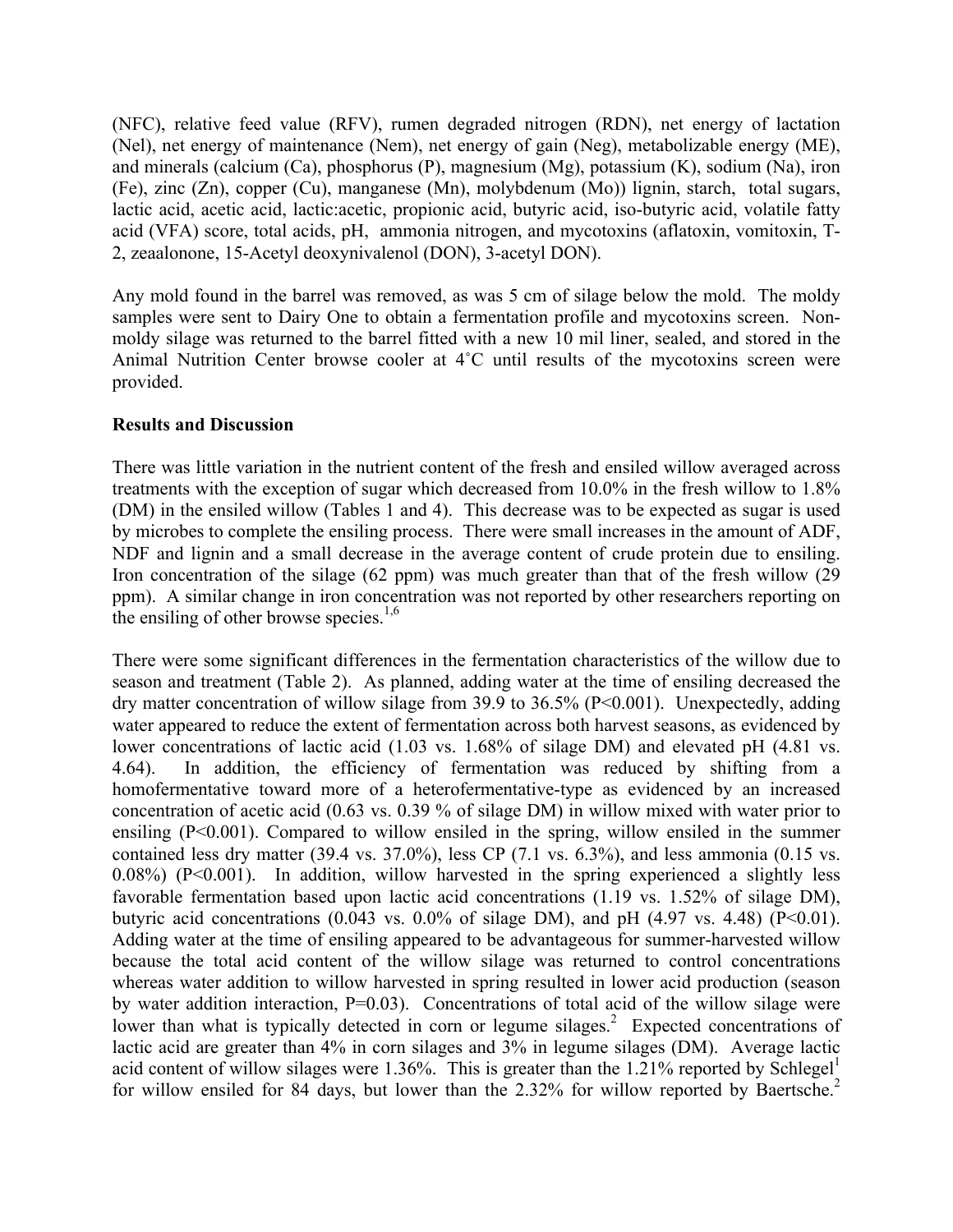(NFC), relative feed value (RFV), rumen degraded nitrogen (RDN), net energy of lactation (Nel), net energy of maintenance (Nem), net energy of gain (Neg), metabolizable energy (ME), and minerals (calcium (Ca), phosphorus (P), magnesium (Mg), potassium (K), sodium (Na), iron (Fe), zinc (Zn), copper (Cu), manganese (Mn), molybdenum (Mo)) lignin, starch, total sugars, lactic acid, acetic acid, lactic:acetic, propionic acid, butyric acid, iso-butyric acid, volatile fatty acid (VFA) score, total acids, pH, ammonia nitrogen, and mycotoxins (aflatoxin, vomitoxin, T-2, zeaalonone, 15-Acetyl deoxynivalenol (DON), 3-acetyl DON).

Any mold found in the barrel was removed, as was 5 cm of silage below the mold. The moldy samples were sent to Dairy One to obtain a fermentation profile and mycotoxins screen. Non-moldy silage was returned to the barrel fitted with a new 10 mil liner, sealed, and stored in the Animal Nutrition Center browse cooler at 4˚C until results of the mycotoxins screen were provided.

**Results and Discussion**

There was little variation in the nutrient content of the fresh and ensiled willow averaged across treatments with the exception of sugar which decreased from 10.0% in the fresh willow to 1.8% (DM) in the ensiled willow (Tables 1 and 4). This decrease was to be expected as sugar is used by microbes to complete the ensiling process. There were small increases in the amount of ADF, NDF and lignin and a small decrease in the average content of crude protein due to ensiling. Iron concentration of the silage (62 ppm) was much greater than that of the fresh willow (29 ppm). A similar change in iron concentration was not reported by other researchers reporting on the ensiling of other browse species.[1,6]

There were some significant differences in the fermentation characteristics of the willow due to season and treatment (Table 2). As planned, adding water at the time of ensiling decreased the dry matter concentration of willow silage from 39.9 to 36.5% ($P<0.001$). Unexpectedly, adding water appeared to reduce the extent of fermentation across both harvest seasons, as evidenced by lower concentrations of lactic acid (1.03 vs. 1.68% of silage DM) and elevated pH (4.81 vs. 4.64). In addition, the efficiency of fermentation was reduced by shifting from a homofermentative toward more of a heterofermentative-type as evidenced by an increased concentration of acetic acid (0.63 vs. 0.39 % of silage DM) in willow mixed with water prior to ensiling ($P<0.001$). Compared to willow ensiled in the spring, willow ensiled in the summer contained less dry matter (39.4 vs. 37.0%), less CP (7.1 vs. 6.3%), and less ammonia (0.15 vs. 0.08%) ($P<0.001$). In addition, willow harvested in the spring experienced a slightly less favorable fermentation based upon lactic acid concentrations (1.19 vs. 1.52% of silage DM), butyric acid concentrations (0.043 vs. 0.0% of silage DM), and pH (4.97 vs. 4.48) ($P<0.01$). Adding water at the time of ensiling appeared to be advantageous for summer-harvested willow because the total acid content of the willow silage was returned to control concentrations whereas water addition to willow harvested in spring resulted in lower acid production (season by water addition interaction, $P=0.03$). Concentrations of total acid of the willow silage were lower than what is typically detected in corn or legume silages.[2] Expected concentrations of lactic acid are greater than 4% in corn silages and 3% in legume silages (DM). Average lactic acid content of willow silages were 1.36%. This is greater than the 1.21% reported by Schlegel[1] for willow ensiled for 84 days, but lower than the 2.32% for willow reported by Baertsche.[2]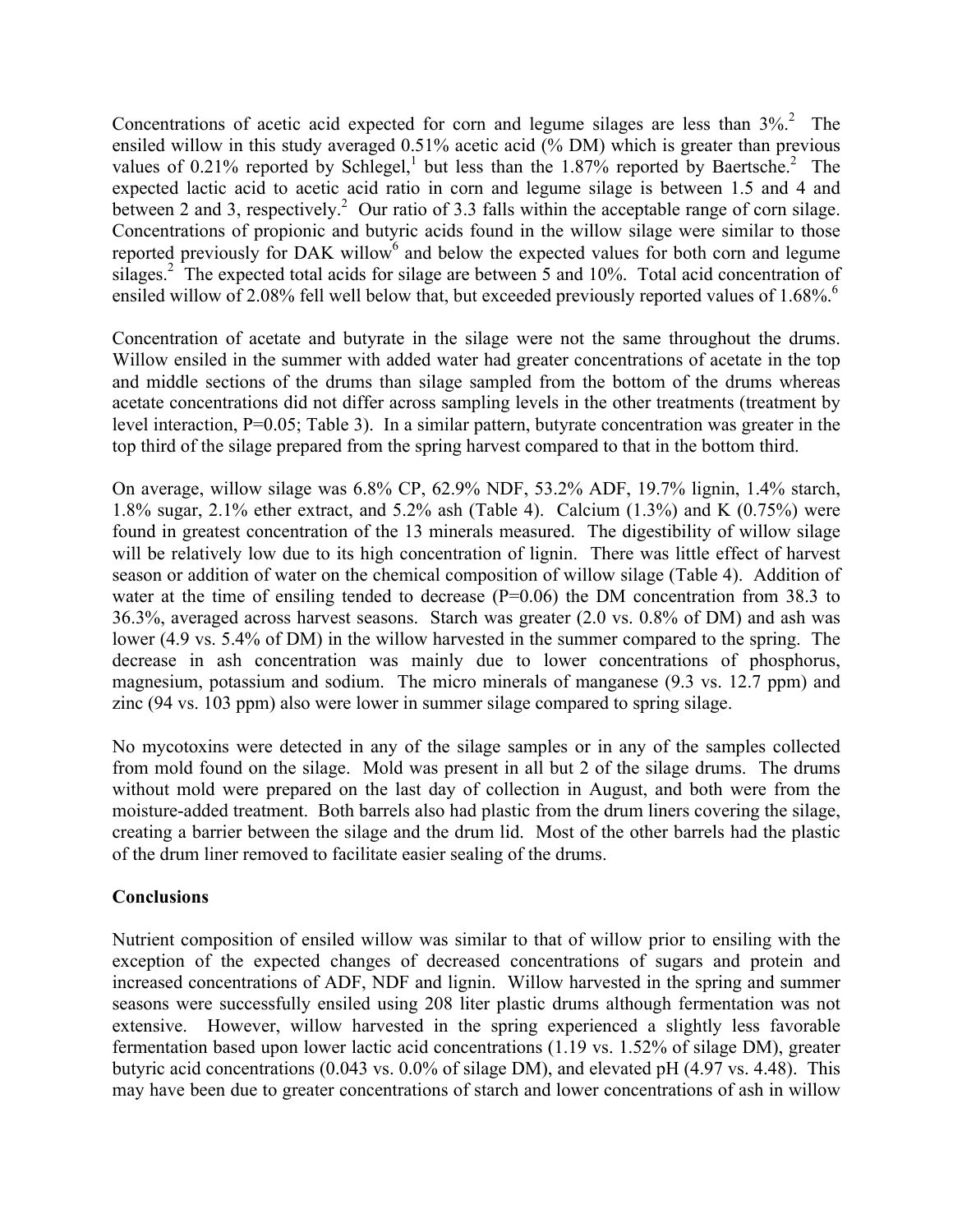Concentrations of acetic acid expected for corn and legume silages are less than 3%.[2] The ensiled willow in this study averaged 0.51% acetic acid (% DM) which is greater than previous values of 0.21% reported by Schlegel,[1] but less than the 1.87% reported by Baertsche.[2] The expected lactic acid to acetic acid ratio in corn and legume silage is between 1.5 and 4 and between 2 and 3, respectively.[2] Our ratio of 3.3 falls within the acceptable range of corn silage. Concentrations of propionic and butyric acids found in the willow silage were similar to those reported previously for DAK willow[6] and below the expected values for both corn and legume silages.[2] The expected total acids for silage are between 5 and 10%. Total acid concentration of ensiled willow of 2.08% fell well below that, but exceeded previously reported values of 1.68%.[6]

Concentration of acetate and butyrate in the silage were not the same throughout the drums. Willow ensiled in the summer with added water had greater concentrations of acetate in the top and middle sections of the drums than silage sampled from the bottom of the drums whereas acetate concentrations did not differ across sampling levels in the other treatments (treatment by level interaction, $P=0.05$; Table 3). In a similar pattern, butyrate concentration was greater in the top third of the silage prepared from the spring harvest compared to that in the bottom third.

On average, willow silage was 6.8% CP, 62.9% NDF, 53.2% ADF, 19.7% lignin, 1.4% starch, 1.8% sugar, 2.1% ether extract, and 5.2% ash (Table 4). Calcium (1.3%) and K (0.75%) were found in greatest concentration of the 13 minerals measured. The digestibility of willow silage will be relatively low due to its high concentration of lignin. There was little effect of harvest season or addition of water on the chemical composition of willow silage (Table 4). Addition of water at the time of ensiling tended to decrease ($P=0.06$) the DM concentration from 38.3 to 36.3%, averaged across harvest seasons. Starch was greater (2.0 vs. 0.8% of DM) and ash was lower (4.9 vs. 5.4% of DM) in the willow harvested in the summer compared to the spring. The decrease in ash concentration was mainly due to lower concentrations of phosphorus, magnesium, potassium and sodium. The micro minerals of manganese (9.3 vs. 12.7 ppm) and zinc (94 vs. 103 ppm) also were lower in summer silage compared to spring silage.

No mycotoxins were detected in any of the silage samples or in any of the samples collected from mold found on the silage. Mold was present in all but 2 of the silage drums. The drums without mold were prepared on the last day of collection in August, and both were from the moisture-added treatment. Both barrels also had plastic from the drum liners covering the silage, creating a barrier between the silage and the drum lid. Most of the other barrels had the plastic of the drum liner removed to facilitate easier sealing of the drums.

**Conclusions**

Nutrient composition of ensiled willow was similar to that of willow prior to ensiling with the exception of the expected changes of decreased concentrations of sugars and protein and increased concentrations of ADF, NDF and lignin. Willow harvested in the spring and summer seasons were successfully ensiled using 208 liter plastic drums although fermentation was not extensive. However, willow harvested in the spring experienced a slightly less favorable fermentation based upon lower lactic acid concentrations (1.19 vs. 1.52% of silage DM), greater butyric acid concentrations (0.043 vs. 0.0% of silage DM), and elevated pH (4.97 vs. 4.48). This may have been due to greater concentrations of starch and lower concentrations of ash in willow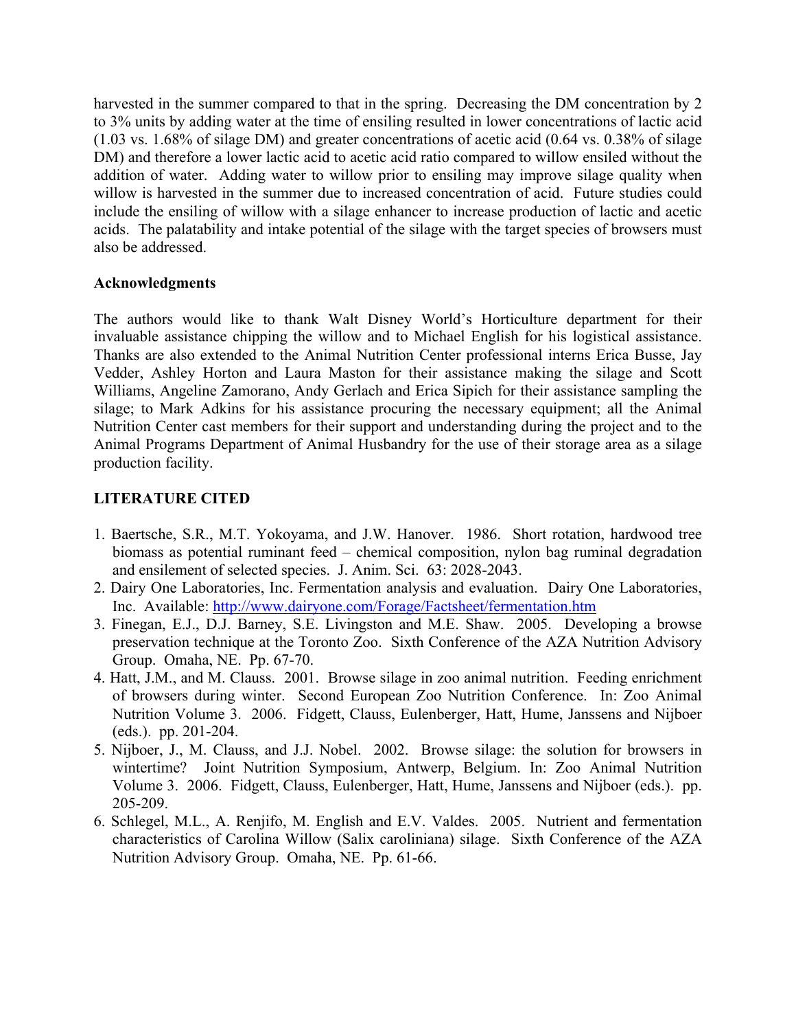harvested in the summer compared to that in the spring. Decreasing the DM concentration by 2 to 3% units by adding water at the time of ensiling resulted in lower concentrations of lactic acid (1.03 vs. 1.68% of silage DM) and greater concentrations of acetic acid (0.64 vs. 0.38% of silage DM) and therefore a lower lactic acid to acetic acid ratio compared to willow ensiled without the addition of water. Adding water to willow prior to ensiling may improve silage quality when willow is harvested in the summer due to increased concentration of acid. Future studies could include the ensiling of willow with a silage enhancer to increase production of lactic and acetic acids. The palatability and intake potential of the silage with the target species of browsers must also be addressed.

**Acknowledgments**

The authors would like to thank Walt Disney World's Horticulture department for their invaluable assistance chipping the willow and to Michael English for his logistical assistance. Thanks are also extended to the Animal Nutrition Center professional interns Erica Busse, Jay Vedder, Ashley Horton and Laura Maston for their assistance making the silage and Scott Williams, Angeline Zamorano, Andy Gerlach and Erica Sipich for their assistance sampling the silage; to Mark Adkins for his assistance procuring the necessary equipment; all the Animal Nutrition Center cast members for their support and understanding during the project and to the Animal Programs Department of Animal Husbandry for the use of their storage area as a silage production facility.

## LITERATURE CITED

1. Baertsche, S.R., M.T. Yokoyama, and J.W. Hanover. 1986. Short rotation, hardwood tree biomass as potential ruminant feed – chemical composition, nylon bag ruminal degradation and ensilement of selected species. J. Anim. Sci. 63: 2028-2043.
2. Dairy One Laboratories, Inc. Fermentation analysis and evaluation. Dairy One Laboratories, Inc. Available: http://www.dairyone.com/Forage/Factsheet/fermentation.htm
3. Finegan, E.J., D.J. Barney, S.E. Livingston and M.E. Shaw. 2005. Developing a browse preservation technique at the Toronto Zoo. Sixth Conference of the AZA Nutrition Advisory Group. Omaha, NE. Pp. 67-70.
4. Hatt, J.M., and M. Clauss. 2001. Browse silage in zoo animal nutrition. Feeding enrichment of browsers during winter. Second European Zoo Nutrition Conference. In: Zoo Animal Nutrition Volume 3. 2006. Fidgett, Clauss, Eulenberger, Hatt, Hume, Janssens and Nijboer (eds.). pp. 201-204.
5. Nijboer, J., M. Clauss, and J.J. Nobel. 2002. Browse silage: the solution for browsers in wintertime? Joint Nutrition Symposium, Antwerp, Belgium. In: Zoo Animal Nutrition Volume 3. 2006. Fidgett, Clauss, Eulenberger, Hatt, Hume, Janssens and Nijboer (eds.). pp. 205-209.
6. Schlegel, M.L., A. Renjifo, M. English and E.V. Valdes. 2005. Nutrient and fermentation characteristics of Carolina Willow (Salix caroliniana) silage. Sixth Conference of the AZA Nutrition Advisory Group. Omaha, NE. Pp. 61-66.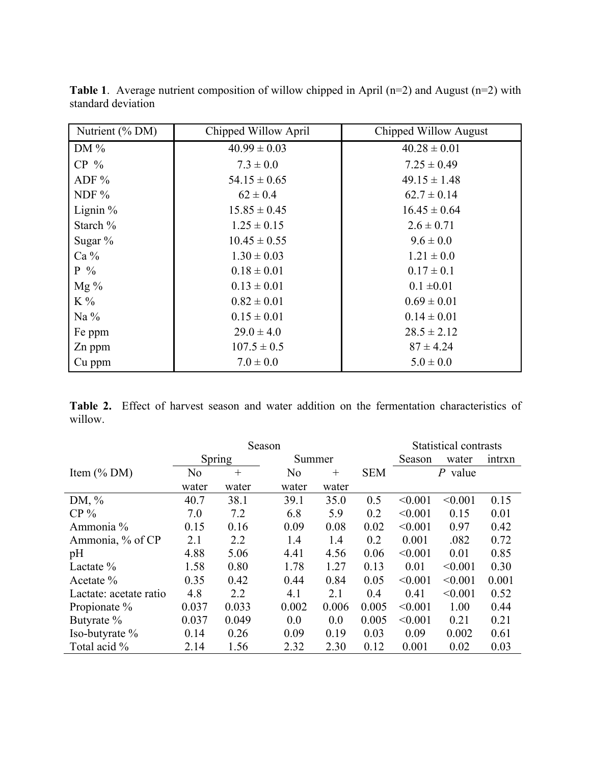**Table 1**. Average nutrient composition of willow chipped in April (n=2) and August (n=2) with standard deviation

| Nutrient (% DM) | Chipped Willow April | Chipped Willow August |
|---|---|---|
| DM % | 40.99 ± 0.03 | 40.28 ± 0.01 |
| CP % | 7.3 ± 0.0 | 7.25 ± 0.49 |
| ADF % | 54.15 ± 0.65 | 49.15 ± 1.48 |
| NDF % | 62 ± 0.4 | 62.7 ± 0.14 |
| Lignin % | 15.85 ± 0.45 | 16.45 ± 0.64 |
| Starch % | 1.25 ± 0.15 | 2.6 ± 0.71 |
| Sugar % | 10.45 ± 0.55 | 9.6 ± 0.0 |
| Ca % | 1.30 ± 0.03 | 1.21 ± 0.0 |
| P % | 0.18 ± 0.01 | 0.17 ± 0.1 |
| Mg % | 0.13 ± 0.01 | 0.1 ±0.01 |
| K % | 0.82 ± 0.01 | 0.69 ± 0.01 |
| Na % | 0.15 ± 0.01 | 0.14 ± 0.01 |
| Fe ppm | 29.0 ± 4.0 | 28.5 ± 2.12 |
| Zn ppm | 107.5 ± 0.5 | 87 ± 4.24 |
| Cu ppm | 7.0 ± 0.0 | 5.0 ± 0.0 |

**Table 2.** Effect of harvest season and water addition on the fermentation characteristics of willow.

| | Season | | | | | Statistical contrasts | | |
|---|---|---|---|---|---|---|---|---|
| | Spring | | Summer | | | Season | water | intrxn |
| Item (% DM) | No water | + water | No water | + water | SEM | *P* value | | |
| DM, % | 40.7 | 38.1 | 39.1 | 35.0 | 0.5 | <0.001 | <0.001 | 0.15 |
| CP % | 7.0 | 7.2 | 6.8 | 5.9 | 0.2 | <0.001 | 0.15 | 0.01 |
| Ammonia % | 0.15 | 0.16 | 0.09 | 0.08 | 0.02 | <0.001 | 0.97 | 0.42 |
| Ammonia, % of CP | 2.1 | 2.2 | 1.4 | 1.4 | 0.2 | 0.001 | .082 | 0.72 |
| pH | 4.88 | 5.06 | 4.41 | 4.56 | 0.06 | <0.001 | 0.01 | 0.85 |
| Lactate % | 1.58 | 0.80 | 1.78 | 1.27 | 0.13 | 0.01 | <0.001 | 0.30 |
| Acetate % | 0.35 | 0.42 | 0.44 | 0.84 | 0.05 | <0.001 | <0.001 | 0.001 |
| Lactate: acetate ratio | 4.8 | 2.2 | 4.1 | 2.1 | 0.4 | 0.41 | <0.001 | 0.52 |
| Propionate % | 0.037 | 0.033 | 0.002 | 0.006 | 0.005 | <0.001 | 1.00 | 0.44 |
| Butyrate % | 0.037 | 0.049 | 0.0 | 0.0 | 0.005 | <0.001 | 0.21 | 0.21 |
| Iso-butyrate % | 0.14 | 0.26 | 0.09 | 0.19 | 0.03 | 0.09 | 0.002 | 0.61 |
| Total acid % | 2.14 | 1.56 | 2.32 | 2.30 | 0.12 | 0.001 | 0.02 | 0.03 |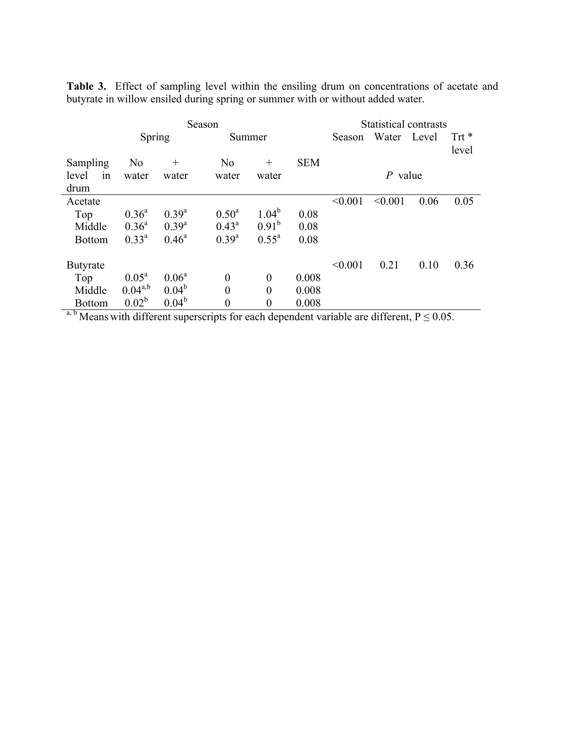**Table 3.** Effect of sampling level within the ensiling drum on concentrations of acetate and butyrate in willow ensiled during spring or summer with or without added water.

| | Season | | | | | Statistical contrasts | | | |
|---|---|---|---|---|---|---|---|---|---|
| | Spring | | Summer | | | Season | Water | Level | Trt * level |
| Sampling level in drum | No water | + water | No water | + water | SEM | *P* value | | | |
| Acetate | | | | | | <0.001 | <0.001 | 0.06 | 0.05 |
| Top | 0.36[a] | 0.39[a] | 0.50[a] | 1.04[b] | 0.08 | | | | |
| Middle | 0.36[a] | 0.39[a] | 0.43[a] | 0.91[b] | 0.08 | | | | |
| Bottom | 0.33[a] | 0.46[a] | 0.39[a] | 0.55[a] | 0.08 | | | | |
| Butyrate | | | | | | <0.001 | 0.21 | 0.10 | 0.36 |
| Top | 0.05[a] | 0.06[a] | 0 | 0 | 0.008 | | | | |
| Middle | 0.04[a,b] | 0.04[b] | 0 | 0 | 0.008 | | | | |
| Bottom | 0.02[b] | 0.04[b] | 0 | 0 | 0.008 | | | | |

[a, b] Means with different superscripts for each dependent variable are different, $P \leq 0.05$.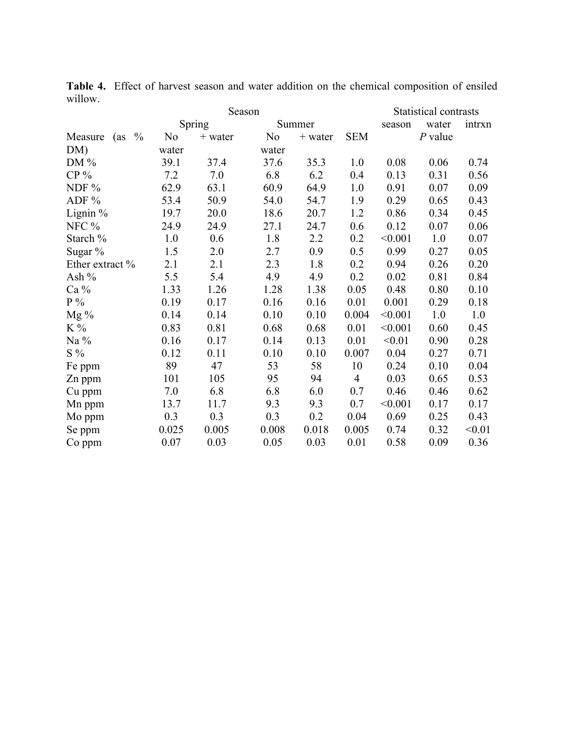**Table 4.** Effect of harvest season and water addition on the chemical composition of ensiled willow.

| | Season | | | | | Statistical contrasts | | |
|---|---|---|---|---|---|---|---|---|
| | Spring | | Summer | | | season | water | intrxn |
| Measure (as % DM) | No water | + water | No water | + water | SEM | | *P* value | |
| DM % | 39.1 | 37.4 | 37.6 | 35.3 | 1.0 | 0.08 | 0.06 | 0.74 |
| CP % | 7.2 | 7.0 | 6.8 | 6.2 | 0.4 | 0.13 | 0.31 | 0.56 |
| NDF % | 62.9 | 63.1 | 60.9 | 64.9 | 1.0 | 0.91 | 0.07 | 0.09 |
| ADF % | 53.4 | 50.9 | 54.0 | 54.7 | 1.9 | 0.29 | 0.65 | 0.43 |
| Lignin % | 19.7 | 20.0 | 18.6 | 20.7 | 1.2 | 0.86 | 0.34 | 0.45 |
| NFC % | 24.9 | 24.9 | 27.1 | 24.7 | 0.6 | 0.12 | 0.07 | 0.06 |
| Starch % | 1.0 | 0.6 | 1.8 | 2.2 | 0.2 | <0.001 | 1.0 | 0.07 |
| Sugar % | 1.5 | 2.0 | 2.7 | 0.9 | 0.5 | 0.99 | 0.27 | 0.05 |
| Ether extract % | 2.1 | 2.1 | 2.3 | 1.8 | 0.2 | 0.94 | 0.26 | 0.20 |
| Ash % | 5.5 | 5.4 | 4.9 | 4.9 | 0.2 | 0.02 | 0.81 | 0.84 |
| Ca % | 1.33 | 1.26 | 1.28 | 1.38 | 0.05 | 0.48 | 0.80 | 0.10 |
| P % | 0.19 | 0.17 | 0.16 | 0.16 | 0.01 | 0.001 | 0.29 | 0.18 |
| Mg % | 0.14 | 0.14 | 0.10 | 0.10 | 0.004 | <0.001 | 1.0 | 1.0 |
| K % | 0.83 | 0.81 | 0.68 | 0.68 | 0.01 | <0.001 | 0.60 | 0.45 |
| Na % | 0.16 | 0.17 | 0.14 | 0.13 | 0.01 | <0.01 | 0.90 | 0.28 |
| S % | 0.12 | 0.11 | 0.10 | 0.10 | 0.007 | 0.04 | 0.27 | 0.71 |
| Fe ppm | 89 | 47 | 53 | 58 | 10 | 0.24 | 0.10 | 0.04 |
| Zn ppm | 101 | 105 | 95 | 94 | 4 | 0.03 | 0.65 | 0.53 |
| Cu ppm | 7.0 | 6.8 | 6.8 | 6.0 | 0.7 | 0.46 | 0.46 | 0.62 |
| Mn ppm | 13.7 | 11.7 | 9.3 | 9.3 | 0.7 | <0.001 | 0.17 | 0.17 |
| Mo ppm | 0.3 | 0.3 | 0.3 | 0.2 | 0.04 | 0.69 | 0.25 | 0.43 |
| Se ppm | 0.025 | 0.005 | 0.008 | 0.018 | 0.005 | 0.74 | 0.32 | <0.01 |
| Co ppm | 0.07 | 0.03 | 0.05 | 0.03 | 0.01 | 0.58 | 0.09 | 0.36 |